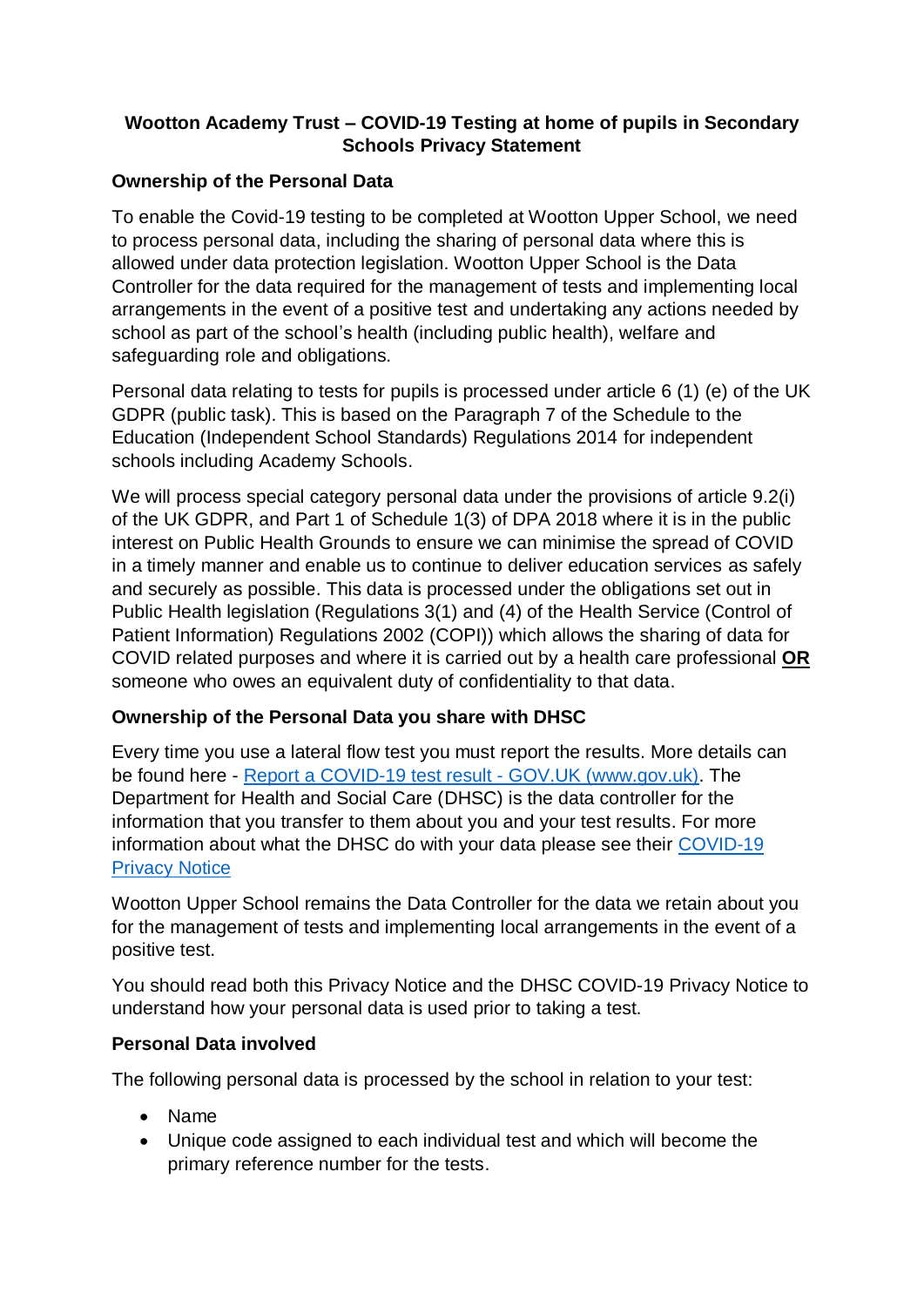**Wootton Academy Trust – COVID-19 Testing at home of pupils in Secondary Schools Privacy Statement**

**Ownership of the Personal Data**

To enable the Covid-19 testing to be completed at Wootton Upper School, we need to process personal data, including the sharing of personal data where this is allowed under data protection legislation. Wootton Upper School is the Data Controller for the data required for the management of tests and implementing local arrangements in the event of a positive test and undertaking any actions needed by school as part of the school's health (including public health), welfare and safeguarding role and obligations.

Personal data relating to tests for pupils is processed under article 6 (1) (e) of the UK GDPR (public task). This is based on the Paragraph 7 of the Schedule to the Education (Independent School Standards) Regulations 2014 for independent schools including Academy Schools.

We will process special category personal data under the provisions of article 9.2(i) of the UK GDPR, and Part 1 of Schedule 1(3) of DPA 2018 where it is in the public interest on Public Health Grounds to ensure we can minimise the spread of COVID in a timely manner and enable us to continue to deliver education services as safely and securely as possible. This data is processed under the obligations set out in Public Health legislation (Regulations 3(1) and (4) of the Health Service (Control of Patient Information) Regulations 2002 (COPI)) which allows the sharing of data for COVID related purposes and where it is carried out by a health care professional **OR** someone who owes an equivalent duty of confidentiality to that data.

**Ownership of the Personal Data you share with DHSC**

Every time you use a lateral flow test you must report the results. More details can be found here - [Report a COVID-19 test result - GOV.UK (www.gov.uk)](). The Department for Health and Social Care (DHSC) is the data controller for the information that you transfer to them about you and your test results. For more information about what the DHSC do with your data please see their [COVID-19 Privacy Notice]()

Wootton Upper School remains the Data Controller for the data we retain about you for the management of tests and implementing local arrangements in the event of a positive test.

You should read both this Privacy Notice and the DHSC COVID-19 Privacy Notice to understand how your personal data is used prior to taking a test.

**Personal Data involved**

The following personal data is processed by the school in relation to your test:

- Name
- Unique code assigned to each individual test and which will become the primary reference number for the tests.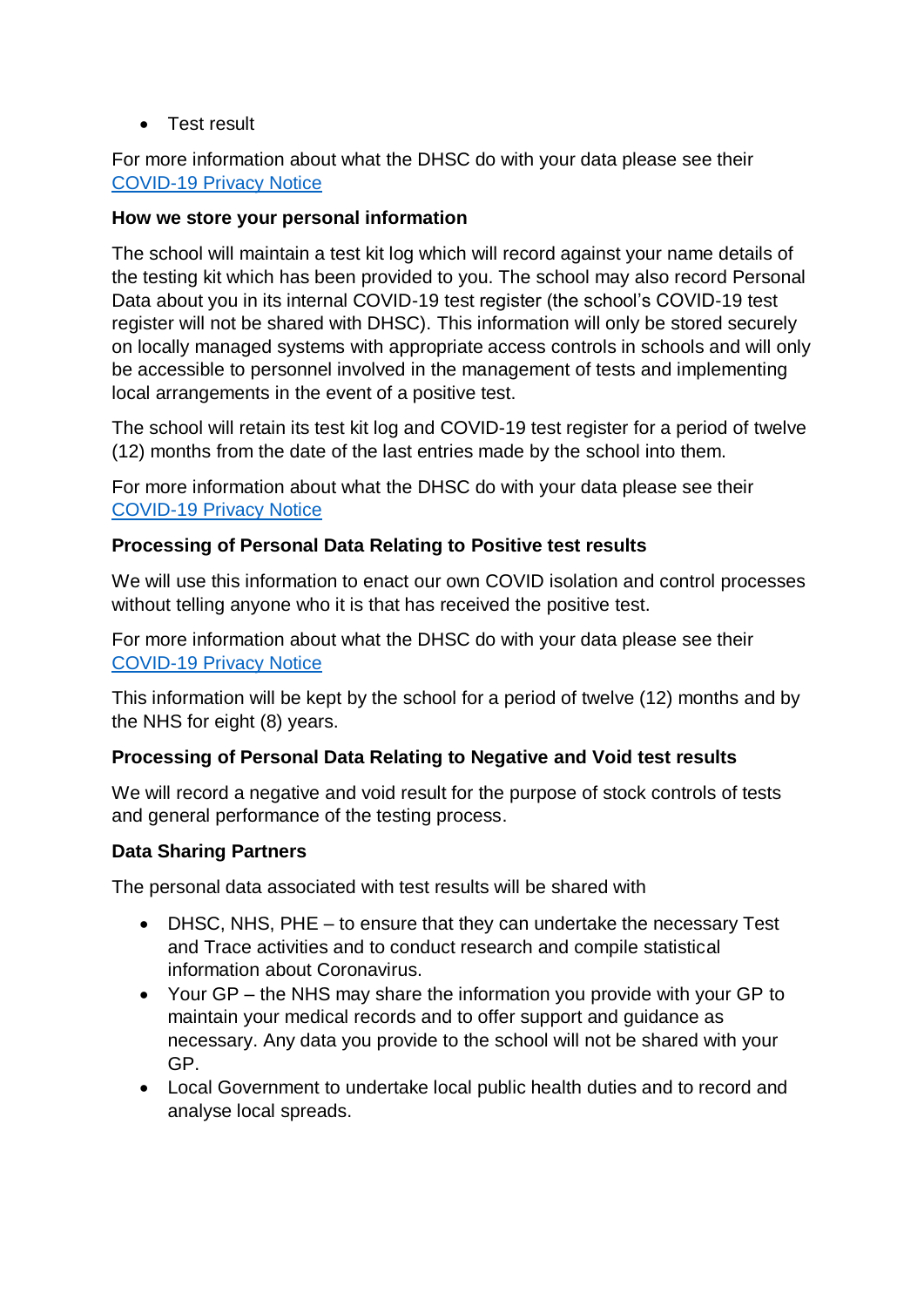- Test result

For more information about what the DHSC do with your data please see their [COVID-19 Privacy Notice]

**How we store your personal information**

The school will maintain a test kit log which will record against your name details of the testing kit which has been provided to you. The school may also record Personal Data about you in its internal COVID-19 test register (the school's COVID-19 test register will not be shared with DHSC). This information will only be stored securely on locally managed systems with appropriate access controls in schools and will only be accessible to personnel involved in the management of tests and implementing local arrangements in the event of a positive test.

The school will retain its test kit log and COVID-19 test register for a period of twelve (12) months from the date of the last entries made by the school into them.

For more information about what the DHSC do with your data please see their [COVID-19 Privacy Notice]

**Processing of Personal Data Relating to Positive test results**

We will use this information to enact our own COVID isolation and control processes without telling anyone who it is that has received the positive test.

For more information about what the DHSC do with your data please see their [COVID-19 Privacy Notice]

This information will be kept by the school for a period of twelve (12) months and by the NHS for eight (8) years.

**Processing of Personal Data Relating to Negative and Void test results**

We will record a negative and void result for the purpose of stock controls of tests and general performance of the testing process.

**Data Sharing Partners**

The personal data associated with test results will be shared with

- DHSC, NHS, PHE – to ensure that they can undertake the necessary Test and Trace activities and to conduct research and compile statistical information about Coronavirus.
- Your GP – the NHS may share the information you provide with your GP to maintain your medical records and to offer support and guidance as necessary. Any data you provide to the school will not be shared with your GP.
- Local Government to undertake local public health duties and to record and analyse local spreads.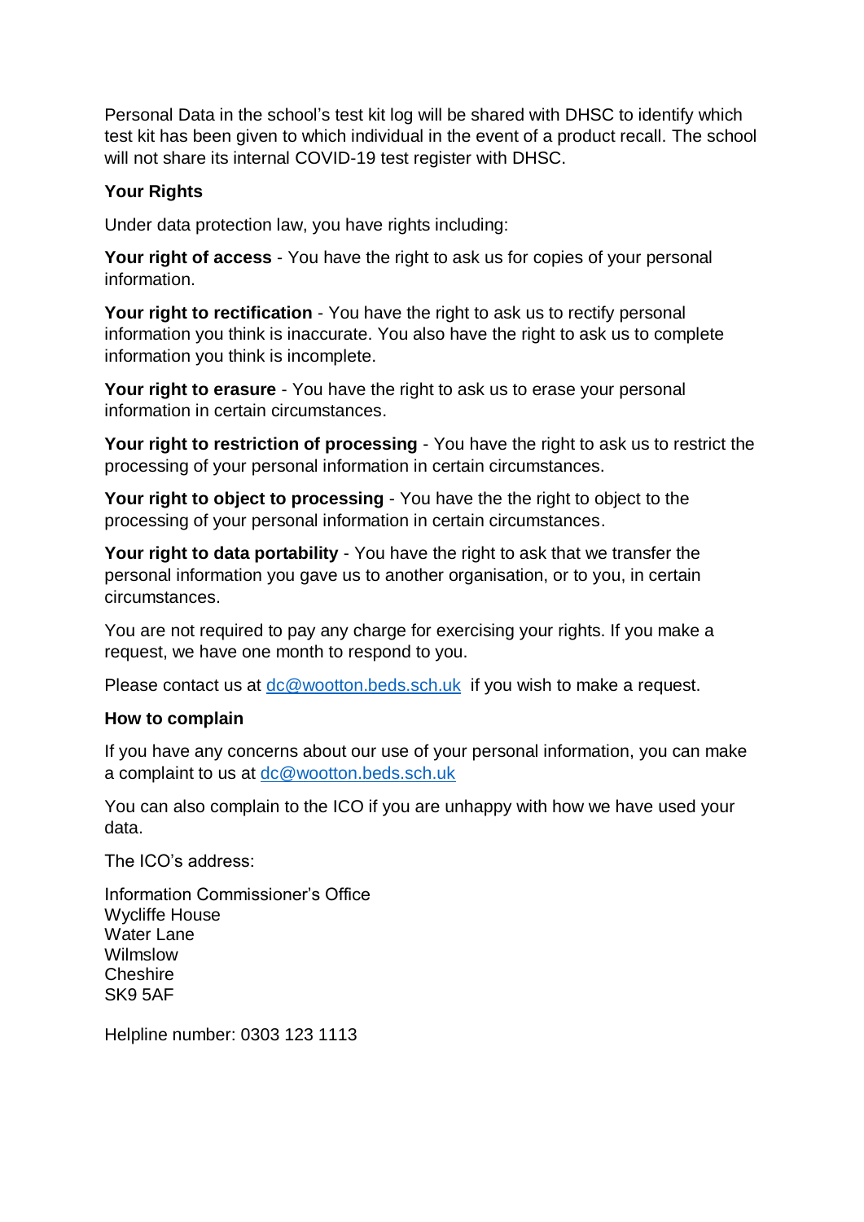Personal Data in the school's test kit log will be shared with DHSC to identify which test kit has been given to which individual in the event of a product recall. The school will not share its internal COVID-19 test register with DHSC.

**Your Rights**

Under data protection law, you have rights including:

**Your right of access** - You have the right to ask us for copies of your personal information.

**Your right to rectification** - You have the right to ask us to rectify personal information you think is inaccurate. You also have the right to ask us to complete information you think is incomplete.

**Your right to erasure** - You have the right to ask us to erase your personal information in certain circumstances.

**Your right to restriction of processing** - You have the right to ask us to restrict the processing of your personal information in certain circumstances.

**Your right to object to processing** - You have the the right to object to the processing of your personal information in certain circumstances.

**Your right to data portability** - You have the right to ask that we transfer the personal information you gave us to another organisation, or to you, in certain circumstances.

You are not required to pay any charge for exercising your rights. If you make a request, we have one month to respond to you.

Please contact us at dc@wootton.beds.sch.uk if you wish to make a request.

**How to complain**

If you have any concerns about our use of your personal information, you can make a complaint to us at dc@wootton.beds.sch.uk

You can also complain to the ICO if you are unhappy with how we have used your data.

The ICO's address:

Information Commissioner's Office
Wycliffe House
Water Lane
Wilmslow
Cheshire
SK9 5AF

Helpline number: 0303 123 1113